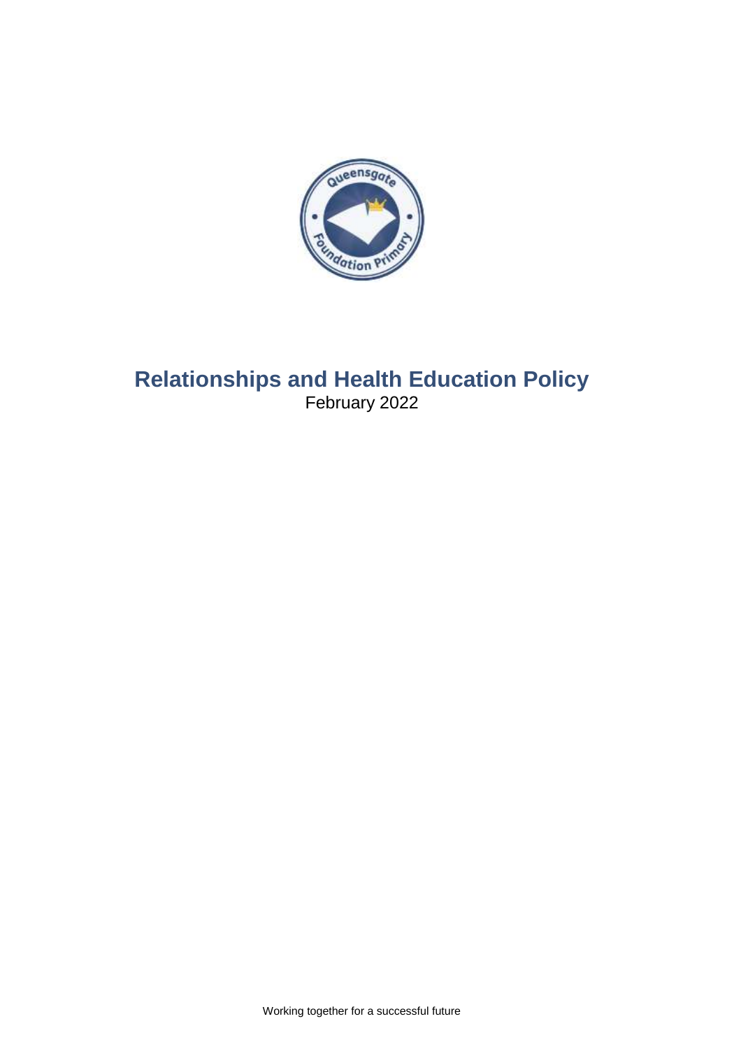# Relationships and Health Education Policy

February 2022

Working together for a successful future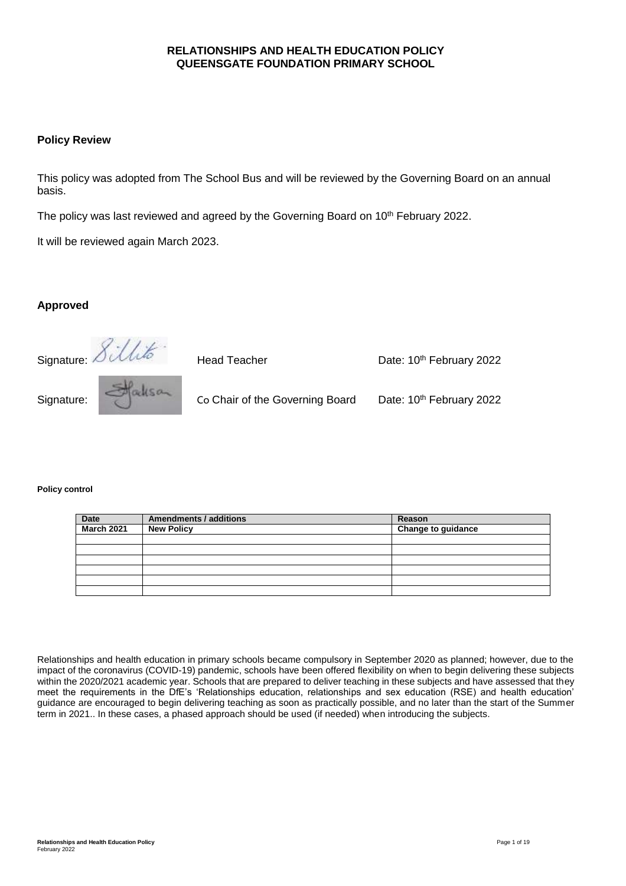**RELATIONSHIPS AND HEALTH EDUCATION POLICY**
**QUEENSGATE FOUNDATION PRIMARY SCHOOL**

## Policy Review

This policy was adopted from The School Bus and will be reviewed by the Governing Board on an annual basis.

The policy was last reviewed and agreed by the Governing Board on 10th February 2022.

It will be reviewed again March 2023.

## Approved

Signature: Sillito Head Teacher Date: 10th February 2022

Signature: Co Chair of the Governing Board Date: 10th February 2022

**Policy control**

| Date | Amendments / additions | Reason |
|---|---|---|
| **March 2021** | **New Policy** | **Change to guidance** |
| | | |
| | | |
| | | |
| | | |
| | | |
| | | |

Relationships and health education in primary schools became compulsory in September 2020 as planned; however, due to the impact of the coronavirus (COVID-19) pandemic, schools have been offered flexibility on when to begin delivering these subjects within the 2020/2021 academic year. Schools that are prepared to deliver teaching in these subjects and have assessed that they meet the requirements in the DfE's 'Relationships education, relationships and sex education (RSE) and health education' guidance are encouraged to begin delivering teaching as soon as practically possible, and no later than the start of the Summer term in 2021.. In these cases, a phased approach should be used (if needed) when introducing the subjects.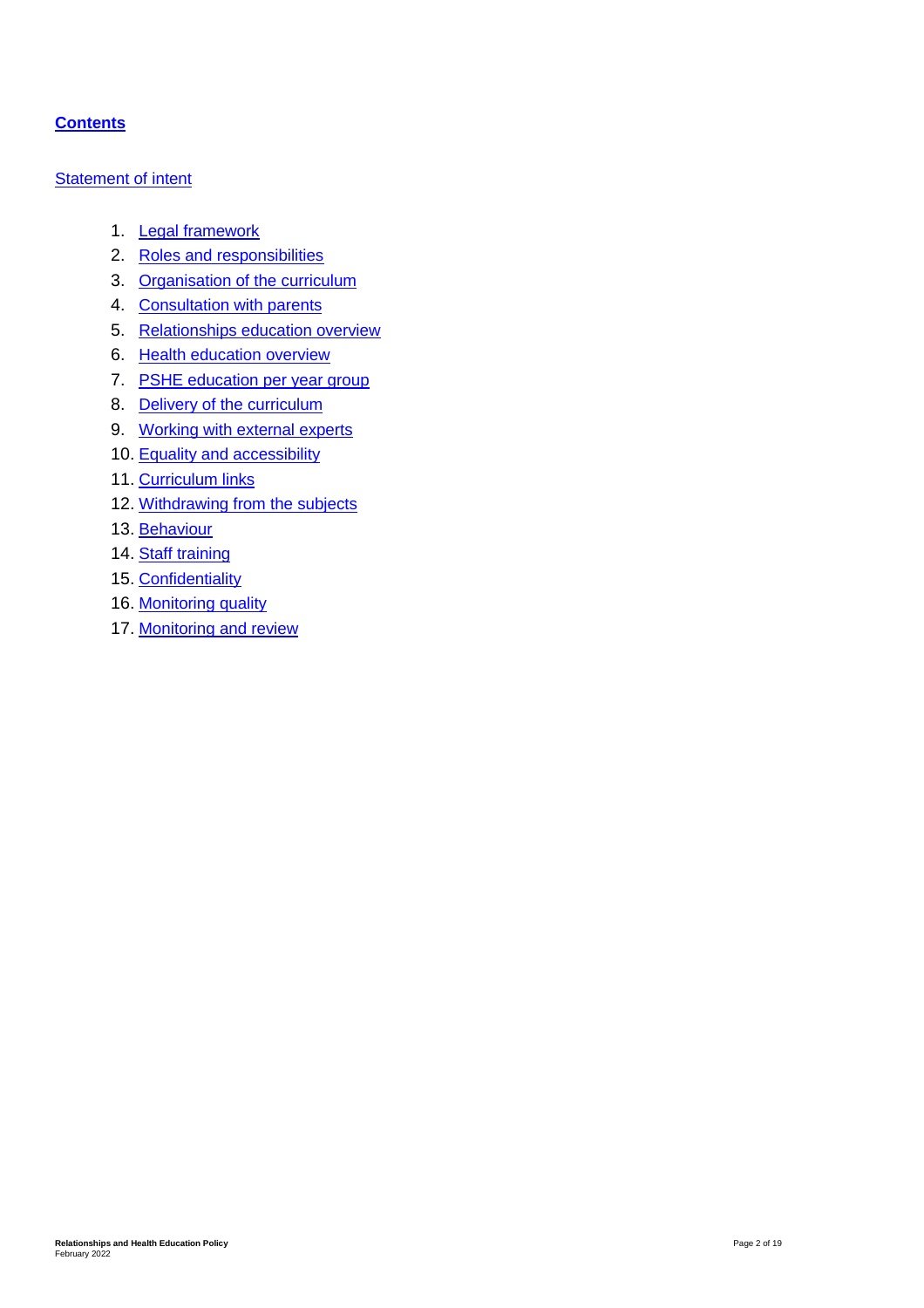**Contents**

Statement of intent

1. Legal framework
2. Roles and responsibilities
3. Organisation of the curriculum
4. Consultation with parents
5. Relationships education overview
6. Health education overview
7. PSHE education per year group
8. Delivery of the curriculum
9. Working with external experts
10. Equality and accessibility
11. Curriculum links
12. Withdrawing from the subjects
13. Behaviour
14. Staff training
15. Confidentiality
16. Monitoring quality
17. Monitoring and review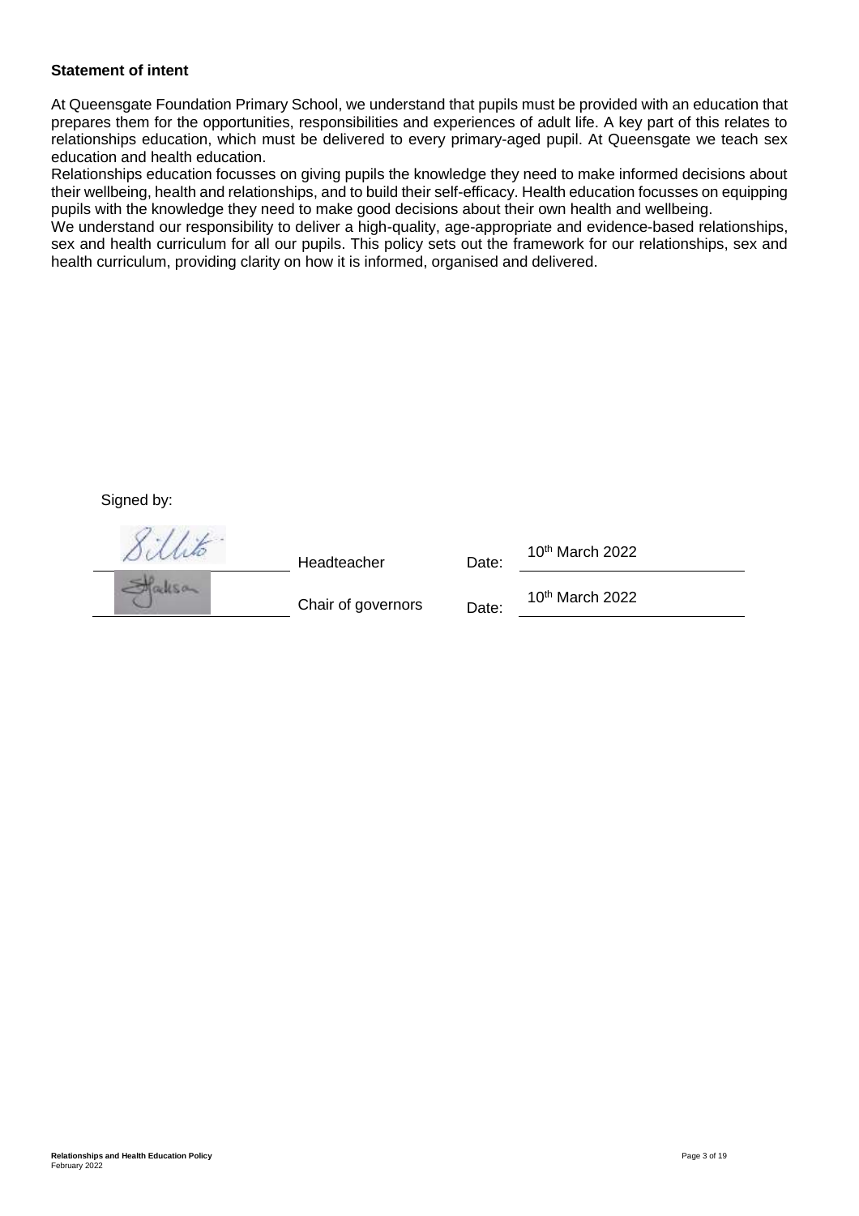**Statement of intent**

At Queensgate Foundation Primary School, we understand that pupils must be provided with an education that prepares them for the opportunities, responsibilities and experiences of adult life. A key part of this relates to relationships education, which must be delivered to every primary-aged pupil. At Queensgate we teach sex education and health education.

Relationships education focusses on giving pupils the knowledge they need to make informed decisions about their wellbeing, health and relationships, and to build their self-efficacy. Health education focusses on equipping pupils with the knowledge they need to make good decisions about their own health and wellbeing.

We understand our responsibility to deliver a high-quality, age-appropriate and evidence-based relationships, sex and health curriculum for all our pupils. This policy sets out the framework for our relationships, sex and health curriculum, providing clarity on how it is informed, organised and delivered.

Signed by:

| | | | |
|---|---|---|---|
| Sillito | Headteacher | Date: | 10th March 2022 |
| SJackson | Chair of governors | Date: | 10th March 2022 |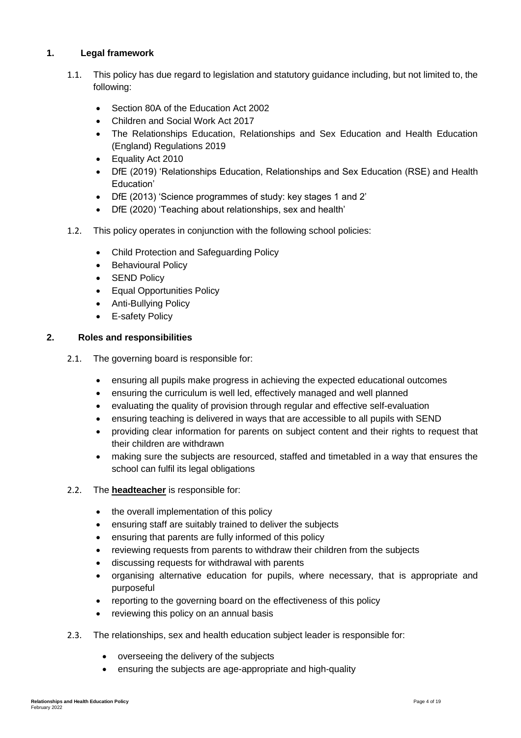## 1. Legal framework

1.1. This policy has due regard to legislation and statutory guidance including, but not limited to, the following:

- Section 80A of the Education Act 2002
- Children and Social Work Act 2017
- The Relationships Education, Relationships and Sex Education and Health Education (England) Regulations 2019
- Equality Act 2010
- DfE (2019) 'Relationships Education, Relationships and Sex Education (RSE) and Health Education'
- DfE (2013) 'Science programmes of study: key stages 1 and 2'
- DfE (2020) 'Teaching about relationships, sex and health'

1.2. This policy operates in conjunction with the following school policies:

- Child Protection and Safeguarding Policy
- Behavioural Policy
- SEND Policy
- Equal Opportunities Policy
- Anti-Bullying Policy
- E-safety Policy

## 2. Roles and responsibilities

2.1. The governing board is responsible for:

- ensuring all pupils make progress in achieving the expected educational outcomes
- ensuring the curriculum is well led, effectively managed and well planned
- evaluating the quality of provision through regular and effective self-evaluation
- ensuring teaching is delivered in ways that are accessible to all pupils with SEND
- providing clear information for parents on subject content and their rights to request that their children are withdrawn
- making sure the subjects are resourced, staffed and timetabled in a way that ensures the school can fulfil its legal obligations

2.2. The **headteacher** is responsible for:

- the overall implementation of this policy
- ensuring staff are suitably trained to deliver the subjects
- ensuring that parents are fully informed of this policy
- reviewing requests from parents to withdraw their children from the subjects
- discussing requests for withdrawal with parents
- organising alternative education for pupils, where necessary, that is appropriate and purposeful
- reporting to the governing board on the effectiveness of this policy
- reviewing this policy on an annual basis

2.3. The relationships, sex and health education subject leader is responsible for:

- overseeing the delivery of the subjects
- ensuring the subjects are age-appropriate and high-quality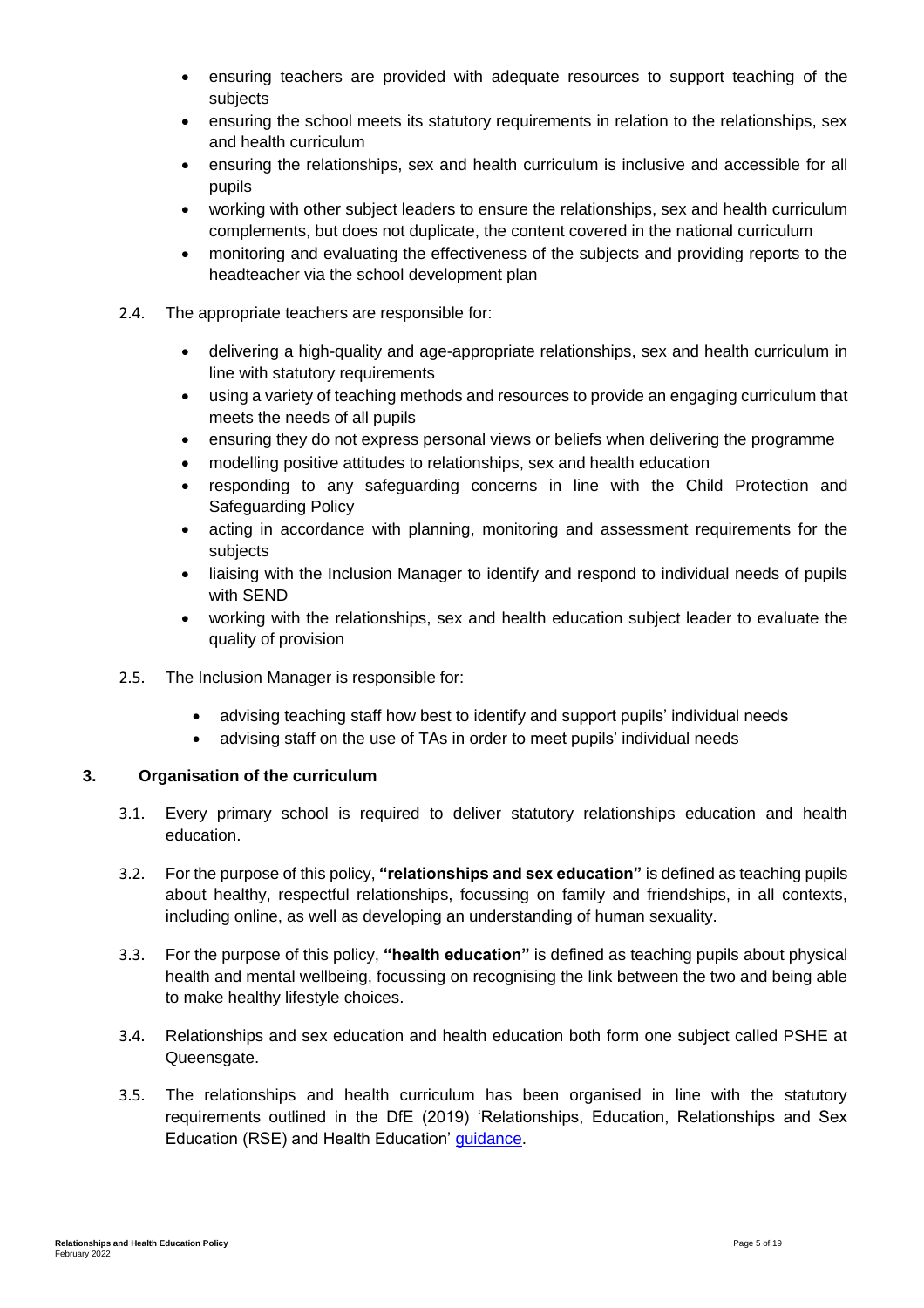- ensuring teachers are provided with adequate resources to support teaching of the subjects
- ensuring the school meets its statutory requirements in relation to the relationships, sex and health curriculum
- ensuring the relationships, sex and health curriculum is inclusive and accessible for all pupils
- working with other subject leaders to ensure the relationships, sex and health curriculum complements, but does not duplicate, the content covered in the national curriculum
- monitoring and evaluating the effectiveness of the subjects and providing reports to the headteacher via the school development plan

2.4. The appropriate teachers are responsible for:

- delivering a high-quality and age-appropriate relationships, sex and health curriculum in line with statutory requirements
- using a variety of teaching methods and resources to provide an engaging curriculum that meets the needs of all pupils
- ensuring they do not express personal views or beliefs when delivering the programme
- modelling positive attitudes to relationships, sex and health education
- responding to any safeguarding concerns in line with the Child Protection and Safeguarding Policy
- acting in accordance with planning, monitoring and assessment requirements for the subjects
- liaising with the Inclusion Manager to identify and respond to individual needs of pupils with SEND
- working with the relationships, sex and health education subject leader to evaluate the quality of provision

2.5. The Inclusion Manager is responsible for:

- advising teaching staff how best to identify and support pupils' individual needs
- advising staff on the use of TAs in order to meet pupils' individual needs

## 3. Organisation of the curriculum

3.1. Every primary school is required to deliver statutory relationships education and health education.

3.2. For the purpose of this policy, **"relationships and sex education"** is defined as teaching pupils about healthy, respectful relationships, focussing on family and friendships, in all contexts, including online, as well as developing an understanding of human sexuality.

3.3. For the purpose of this policy, **"health education"** is defined as teaching pupils about physical health and mental wellbeing, focussing on recognising the link between the two and being able to make healthy lifestyle choices.

3.4. Relationships and sex education and health education both form one subject called PSHE at Queensgate.

3.5. The relationships and health curriculum has been organised in line with the statutory requirements outlined in the DfE (2019) 'Relationships, Education, Relationships and Sex Education (RSE) and Health Education' guidance.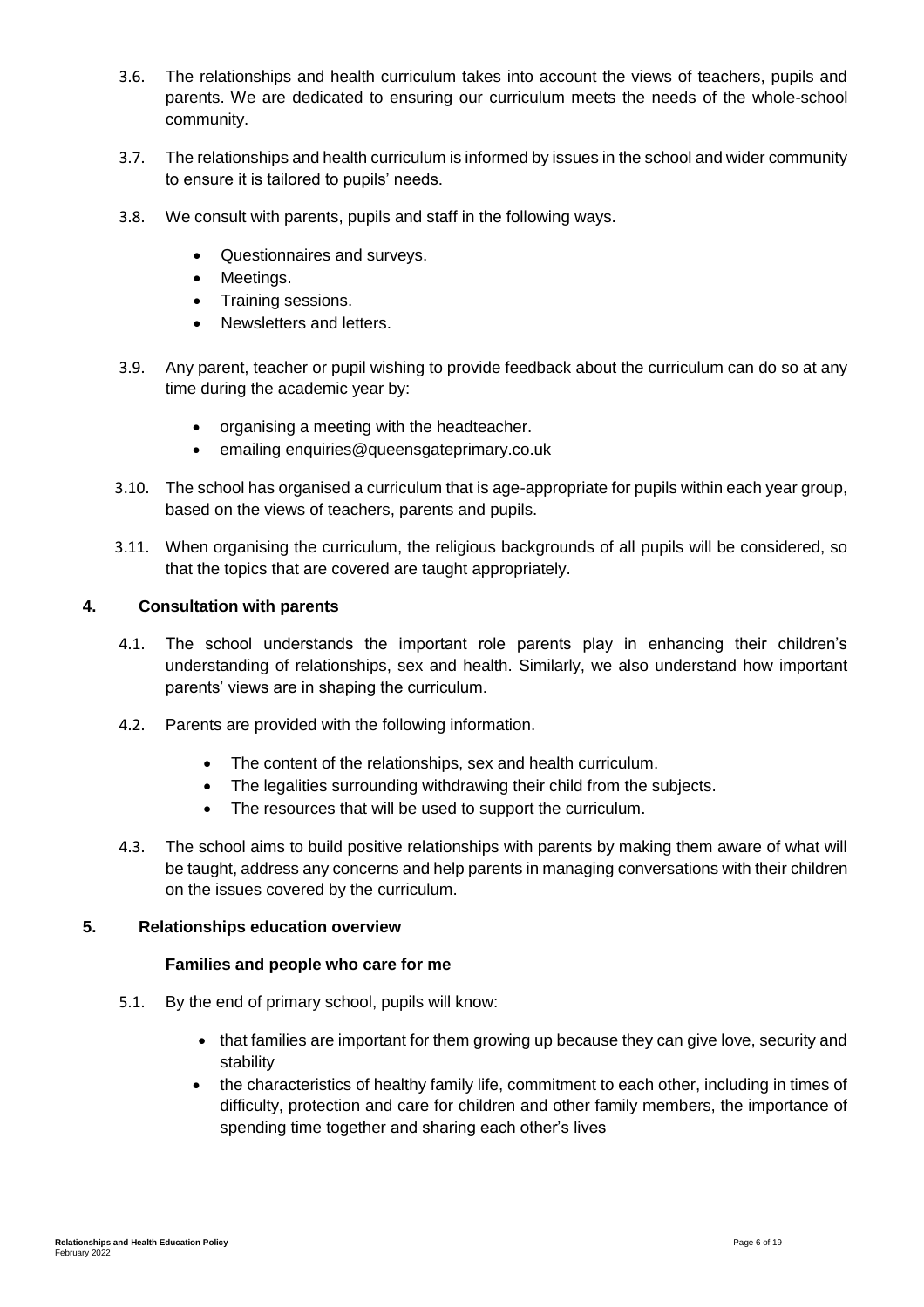3.6. The relationships and health curriculum takes into account the views of teachers, pupils and parents. We are dedicated to ensuring our curriculum meets the needs of the whole-school community.

3.7. The relationships and health curriculum is informed by issues in the school and wider community to ensure it is tailored to pupils' needs.

3.8. We consult with parents, pupils and staff in the following ways.

- Questionnaires and surveys.
- Meetings.
- Training sessions.
- Newsletters and letters.

3.9. Any parent, teacher or pupil wishing to provide feedback about the curriculum can do so at any time during the academic year by:

- organising a meeting with the headteacher.
- emailing enquiries@queensgateprimary.co.uk

3.10. The school has organised a curriculum that is age-appropriate for pupils within each year group, based on the views of teachers, parents and pupils.

3.11. When organising the curriculum, the religious backgrounds of all pupils will be considered, so that the topics that are covered are taught appropriately.

## 4. Consultation with parents

4.1. The school understands the important role parents play in enhancing their children's understanding of relationships, sex and health. Similarly, we also understand how important parents' views are in shaping the curriculum.

4.2. Parents are provided with the following information.

- The content of the relationships, sex and health curriculum.
- The legalities surrounding withdrawing their child from the subjects.
- The resources that will be used to support the curriculum.

4.3. The school aims to build positive relationships with parents by making them aware of what will be taught, address any concerns and help parents in managing conversations with their children on the issues covered by the curriculum.

## 5. Relationships education overview

### Families and people who care for me

5.1. By the end of primary school, pupils will know:

- that families are important for them growing up because they can give love, security and stability
- the characteristics of healthy family life, commitment to each other, including in times of difficulty, protection and care for children and other family members, the importance of spending time together and sharing each other's lives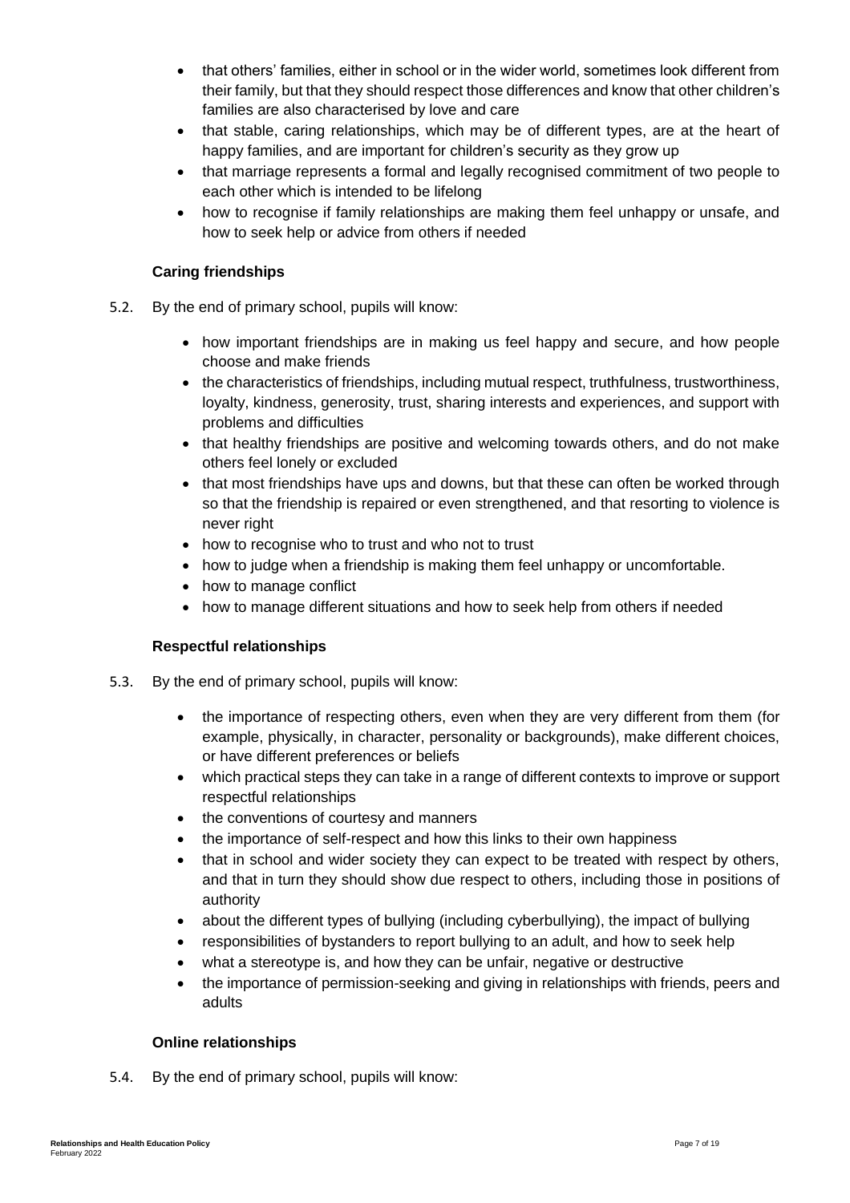- that others' families, either in school or in the wider world, sometimes look different from their family, but that they should respect those differences and know that other children's families are also characterised by love and care
- that stable, caring relationships, which may be of different types, are at the heart of happy families, and are important for children's security as they grow up
- that marriage represents a formal and legally recognised commitment of two people to each other which is intended to be lifelong
- how to recognise if family relationships are making them feel unhappy or unsafe, and how to seek help or advice from others if needed

### Caring friendships

5.2. By the end of primary school, pupils will know:

- how important friendships are in making us feel happy and secure, and how people choose and make friends
- the characteristics of friendships, including mutual respect, truthfulness, trustworthiness, loyalty, kindness, generosity, trust, sharing interests and experiences, and support with problems and difficulties
- that healthy friendships are positive and welcoming towards others, and do not make others feel lonely or excluded
- that most friendships have ups and downs, but that these can often be worked through so that the friendship is repaired or even strengthened, and that resorting to violence is never right
- how to recognise who to trust and who not to trust
- how to judge when a friendship is making them feel unhappy or uncomfortable.
- how to manage conflict
- how to manage different situations and how to seek help from others if needed

### Respectful relationships

5.3. By the end of primary school, pupils will know:

- the importance of respecting others, even when they are very different from them (for example, physically, in character, personality or backgrounds), make different choices, or have different preferences or beliefs
- which practical steps they can take in a range of different contexts to improve or support respectful relationships
- the conventions of courtesy and manners
- the importance of self-respect and how this links to their own happiness
- that in school and wider society they can expect to be treated with respect by others, and that in turn they should show due respect to others, including those in positions of authority
- about the different types of bullying (including cyberbullying), the impact of bullying
- responsibilities of bystanders to report bullying to an adult, and how to seek help
- what a stereotype is, and how they can be unfair, negative or destructive
- the importance of permission-seeking and giving in relationships with friends, peers and adults

### Online relationships

5.4. By the end of primary school, pupils will know: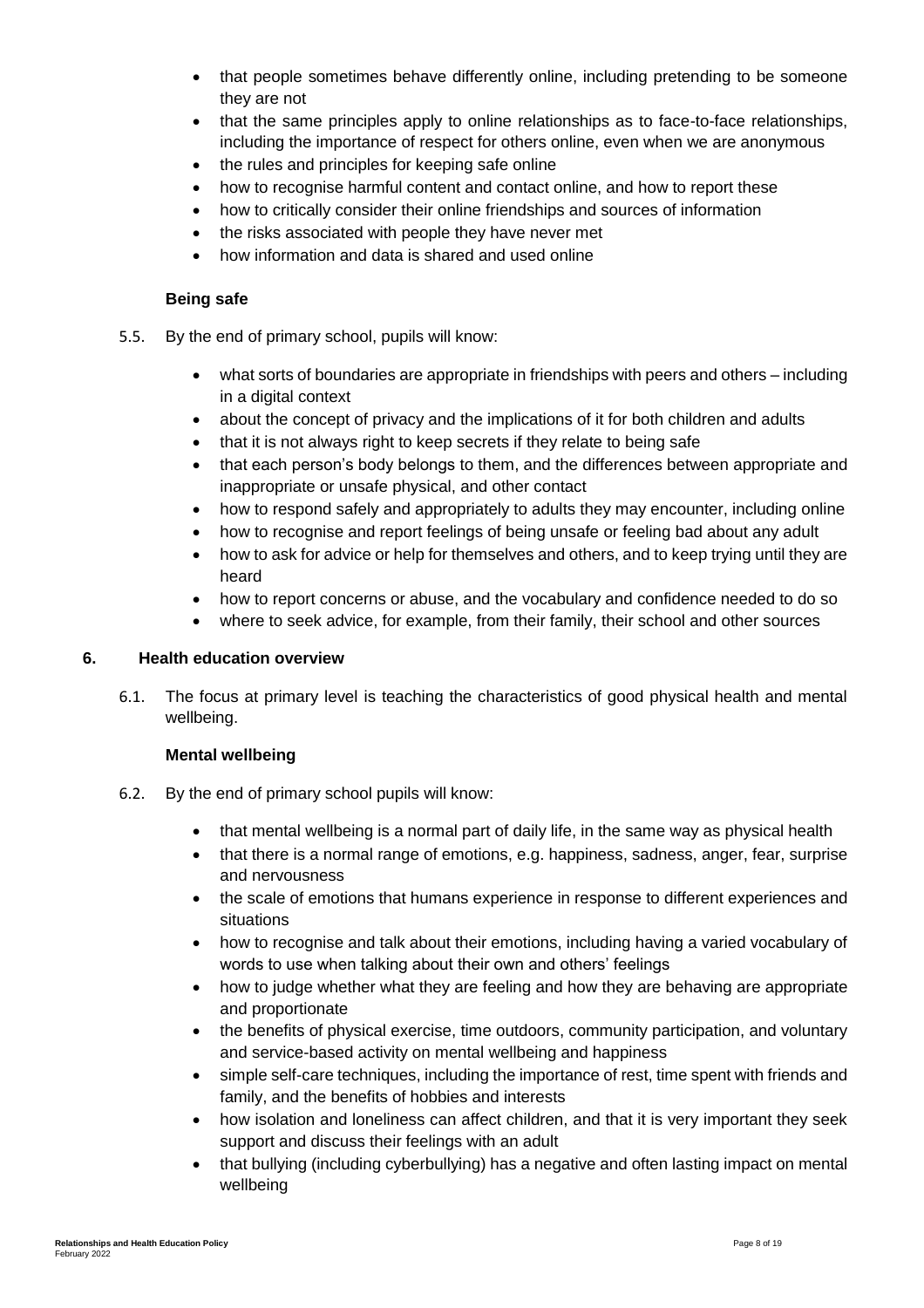- that people sometimes behave differently online, including pretending to be someone they are not
- that the same principles apply to online relationships as to face-to-face relationships, including the importance of respect for others online, even when we are anonymous
- the rules and principles for keeping safe online
- how to recognise harmful content and contact online, and how to report these
- how to critically consider their online friendships and sources of information
- the risks associated with people they have never met
- how information and data is shared and used online

**Being safe**

5.5. By the end of primary school, pupils will know:

- what sorts of boundaries are appropriate in friendships with peers and others – including in a digital context
- about the concept of privacy and the implications of it for both children and adults
- that it is not always right to keep secrets if they relate to being safe
- that each person's body belongs to them, and the differences between appropriate and inappropriate or unsafe physical, and other contact
- how to respond safely and appropriately to adults they may encounter, including online
- how to recognise and report feelings of being unsafe or feeling bad about any adult
- how to ask for advice or help for themselves and others, and to keep trying until they are heard
- how to report concerns or abuse, and the vocabulary and confidence needed to do so
- where to seek advice, for example, from their family, their school and other sources

## 6. Health education overview

6.1. The focus at primary level is teaching the characteristics of good physical health and mental wellbeing.

**Mental wellbeing**

6.2. By the end of primary school pupils will know:

- that mental wellbeing is a normal part of daily life, in the same way as physical health
- that there is a normal range of emotions, e.g. happiness, sadness, anger, fear, surprise and nervousness
- the scale of emotions that humans experience in response to different experiences and situations
- how to recognise and talk about their emotions, including having a varied vocabulary of words to use when talking about their own and others' feelings
- how to judge whether what they are feeling and how they are behaving are appropriate and proportionate
- the benefits of physical exercise, time outdoors, community participation, and voluntary and service-based activity on mental wellbeing and happiness
- simple self-care techniques, including the importance of rest, time spent with friends and family, and the benefits of hobbies and interests
- how isolation and loneliness can affect children, and that it is very important they seek support and discuss their feelings with an adult
- that bullying (including cyberbullying) has a negative and often lasting impact on mental wellbeing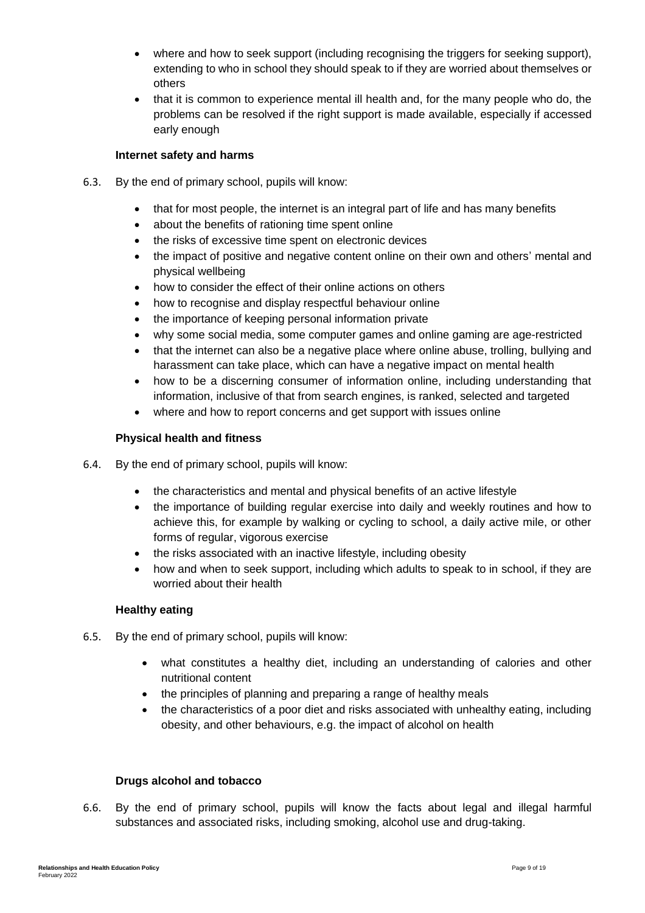- where and how to seek support (including recognising the triggers for seeking support), extending to who in school they should speak to if they are worried about themselves or others
- that it is common to experience mental ill health and, for the many people who do, the problems can be resolved if the right support is made available, especially if accessed early enough

**Internet safety and harms**

6.3. By the end of primary school, pupils will know:

- that for most people, the internet is an integral part of life and has many benefits
- about the benefits of rationing time spent online
- the risks of excessive time spent on electronic devices
- the impact of positive and negative content online on their own and others' mental and physical wellbeing
- how to consider the effect of their online actions on others
- how to recognise and display respectful behaviour online
- the importance of keeping personal information private
- why some social media, some computer games and online gaming are age-restricted
- that the internet can also be a negative place where online abuse, trolling, bullying and harassment can take place, which can have a negative impact on mental health
- how to be a discerning consumer of information online, including understanding that information, inclusive of that from search engines, is ranked, selected and targeted
- where and how to report concerns and get support with issues online

**Physical health and fitness**

6.4. By the end of primary school, pupils will know:

- the characteristics and mental and physical benefits of an active lifestyle
- the importance of building regular exercise into daily and weekly routines and how to achieve this, for example by walking or cycling to school, a daily active mile, or other forms of regular, vigorous exercise
- the risks associated with an inactive lifestyle, including obesity
- how and when to seek support, including which adults to speak to in school, if they are worried about their health

**Healthy eating**

6.5. By the end of primary school, pupils will know:

- what constitutes a healthy diet, including an understanding of calories and other nutritional content
- the principles of planning and preparing a range of healthy meals
- the characteristics of a poor diet and risks associated with unhealthy eating, including obesity, and other behaviours, e.g. the impact of alcohol on health

**Drugs alcohol and tobacco**

6.6. By the end of primary school, pupils will know the facts about legal and illegal harmful substances and associated risks, including smoking, alcohol use and drug-taking.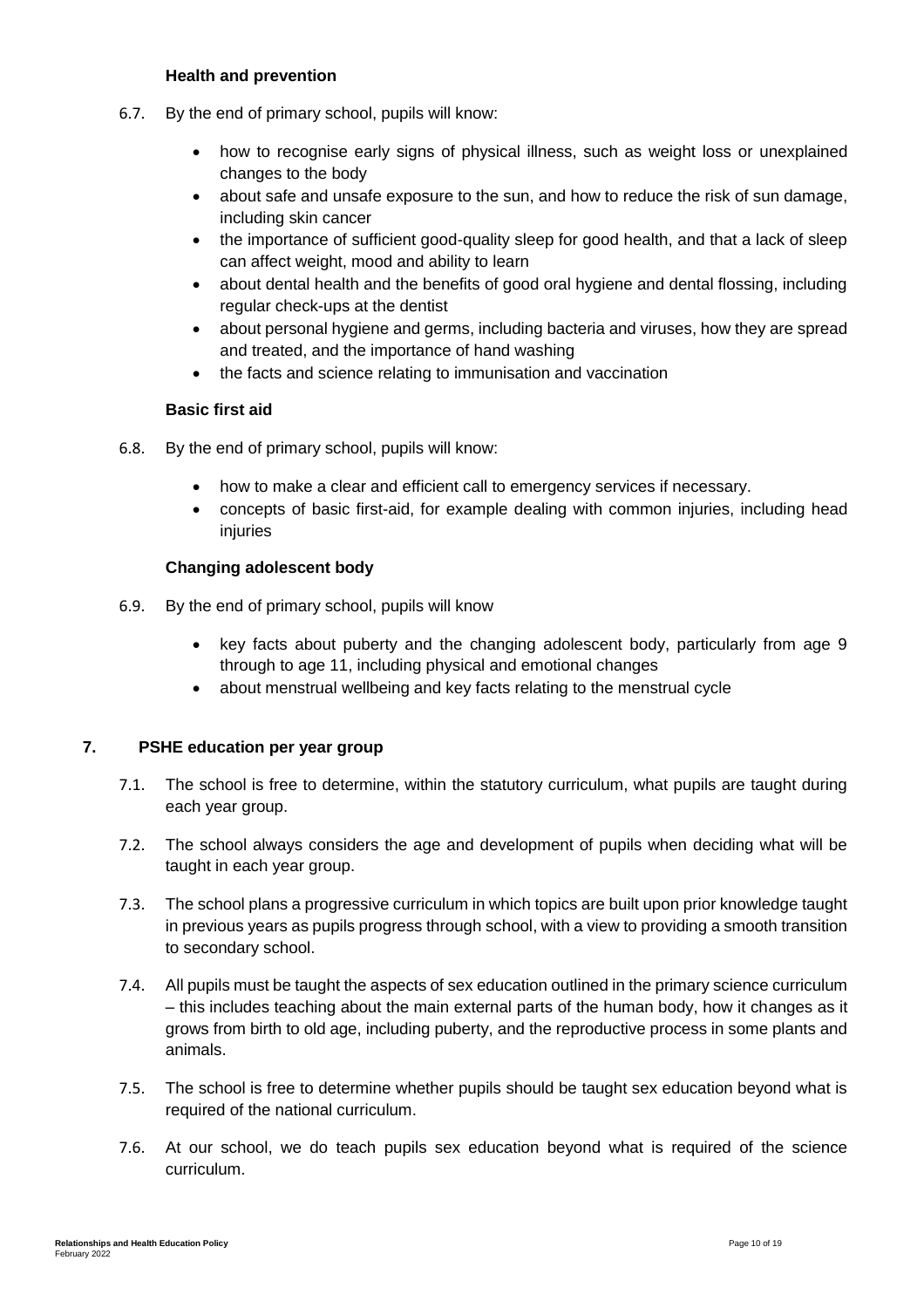**Health and prevention**

6.7. By the end of primary school, pupils will know:

- how to recognise early signs of physical illness, such as weight loss or unexplained changes to the body
- about safe and unsafe exposure to the sun, and how to reduce the risk of sun damage, including skin cancer
- the importance of sufficient good-quality sleep for good health, and that a lack of sleep can affect weight, mood and ability to learn
- about dental health and the benefits of good oral hygiene and dental flossing, including regular check-ups at the dentist
- about personal hygiene and germs, including bacteria and viruses, how they are spread and treated, and the importance of hand washing
- the facts and science relating to immunisation and vaccination

**Basic first aid**

6.8. By the end of primary school, pupils will know:

- how to make a clear and efficient call to emergency services if necessary.
- concepts of basic first-aid, for example dealing with common injuries, including head injuries

**Changing adolescent body**

6.9. By the end of primary school, pupils will know

- key facts about puberty and the changing adolescent body, particularly from age 9 through to age 11, including physical and emotional changes
- about menstrual wellbeing and key facts relating to the menstrual cycle

## 7. PSHE education per year group

7.1. The school is free to determine, within the statutory curriculum, what pupils are taught during each year group.

7.2. The school always considers the age and development of pupils when deciding what will be taught in each year group.

7.3. The school plans a progressive curriculum in which topics are built upon prior knowledge taught in previous years as pupils progress through school, with a view to providing a smooth transition to secondary school.

7.4. All pupils must be taught the aspects of sex education outlined in the primary science curriculum – this includes teaching about the main external parts of the human body, how it changes as it grows from birth to old age, including puberty, and the reproductive process in some plants and animals.

7.5. The school is free to determine whether pupils should be taught sex education beyond what is required of the national curriculum.

7.6. At our school, we do teach pupils sex education beyond what is required of the science curriculum.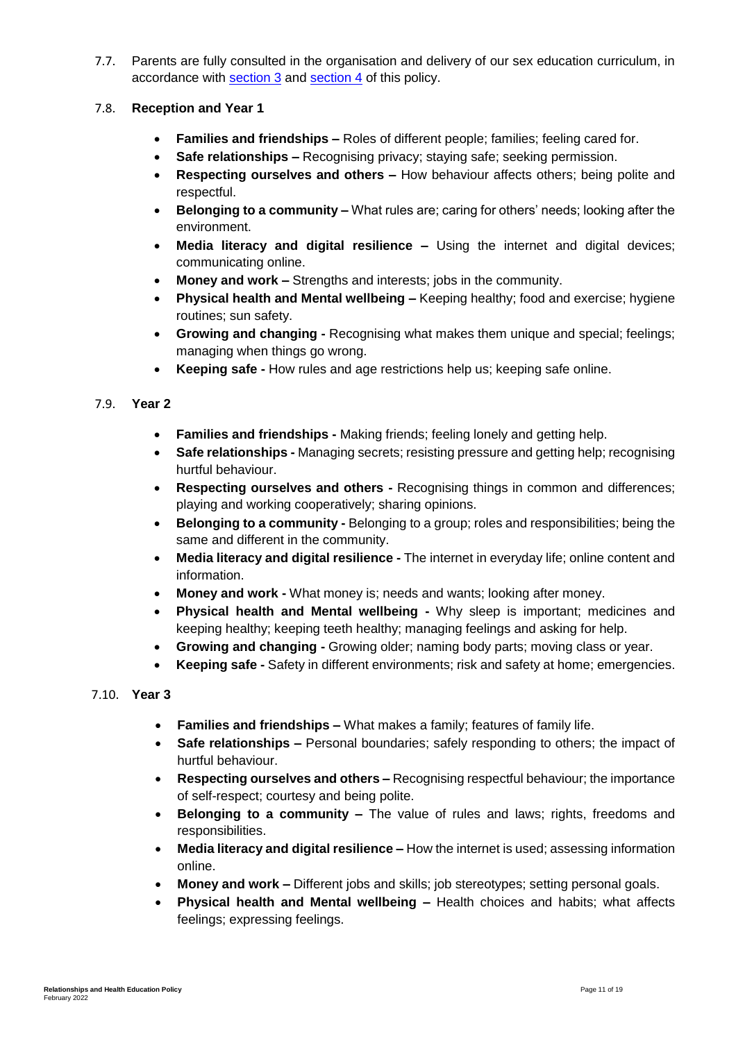7.7. Parents are fully consulted in the organisation and delivery of our sex education curriculum, in accordance with section 3 and section 4 of this policy.

7.8. **Reception and Year 1**

- **Families and friendships –** Roles of different people; families; feeling cared for.
- **Safe relationships –** Recognising privacy; staying safe; seeking permission.
- **Respecting ourselves and others –** How behaviour affects others; being polite and respectful.
- **Belonging to a community –** What rules are; caring for others' needs; looking after the environment.
- **Media literacy and digital resilience –** Using the internet and digital devices; communicating online.
- **Money and work –** Strengths and interests; jobs in the community.
- **Physical health and Mental wellbeing –** Keeping healthy; food and exercise; hygiene routines; sun safety.
- **Growing and changing -** Recognising what makes them unique and special; feelings; managing when things go wrong.
- **Keeping safe -** How rules and age restrictions help us; keeping safe online.

7.9. **Year 2**

- **Families and friendships -** Making friends; feeling lonely and getting help.
- **Safe relationships -** Managing secrets; resisting pressure and getting help; recognising hurtful behaviour.
- **Respecting ourselves and others -** Recognising things in common and differences; playing and working cooperatively; sharing opinions.
- **Belonging to a community -** Belonging to a group; roles and responsibilities; being the same and different in the community.
- **Media literacy and digital resilience -** The internet in everyday life; online content and information.
- **Money and work -** What money is; needs and wants; looking after money.
- **Physical health and Mental wellbeing -** Why sleep is important; medicines and keeping healthy; keeping teeth healthy; managing feelings and asking for help.
- **Growing and changing -** Growing older; naming body parts; moving class or year.
- **Keeping safe -** Safety in different environments; risk and safety at home; emergencies.

7.10. **Year 3**

- **Families and friendships –** What makes a family; features of family life.
- **Safe relationships –** Personal boundaries; safely responding to others; the impact of hurtful behaviour.
- **Respecting ourselves and others –** Recognising respectful behaviour; the importance of self-respect; courtesy and being polite.
- **Belonging to a community –** The value of rules and laws; rights, freedoms and responsibilities.
- **Media literacy and digital resilience –** How the internet is used; assessing information online.
- **Money and work –** Different jobs and skills; job stereotypes; setting personal goals.
- **Physical health and Mental wellbeing –** Health choices and habits; what affects feelings; expressing feelings.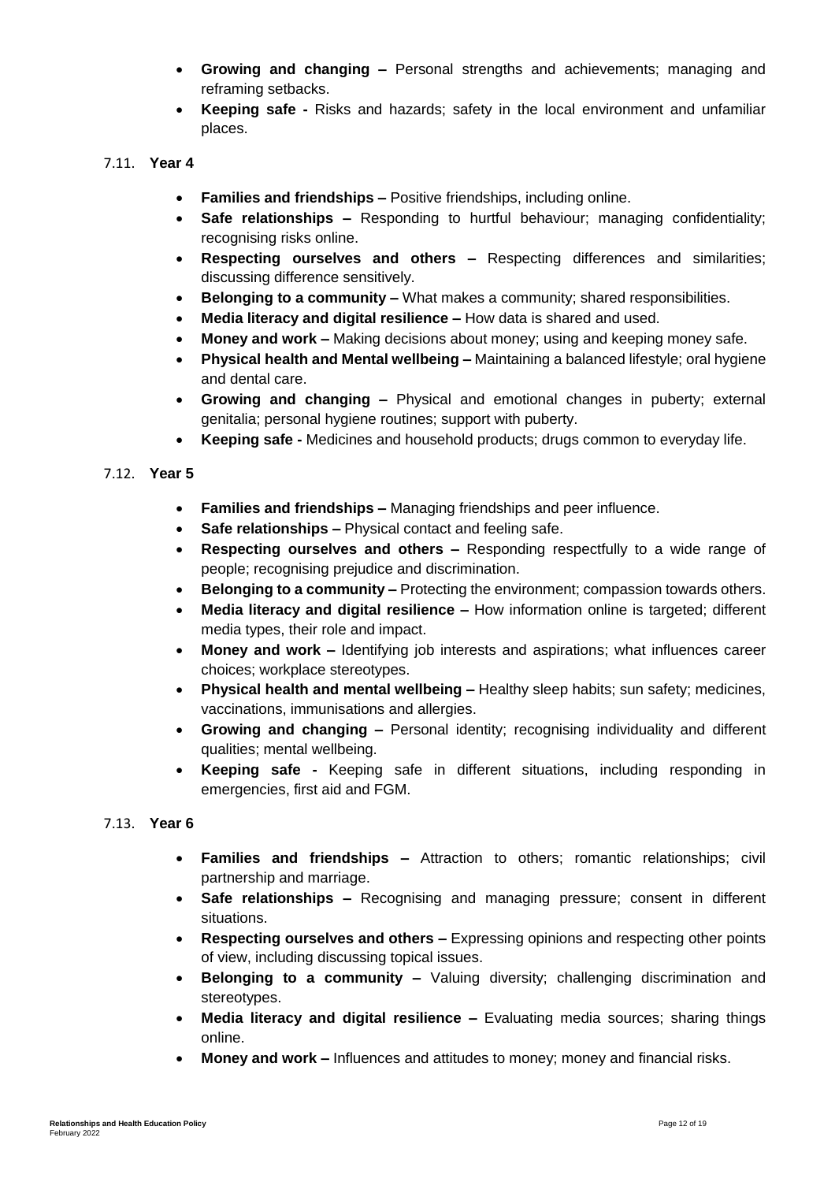- **Growing and changing –** Personal strengths and achievements; managing and reframing setbacks.
- **Keeping safe -** Risks and hazards; safety in the local environment and unfamiliar places.

7.11. **Year 4**

- **Families and friendships –** Positive friendships, including online.
- **Safe relationships –** Responding to hurtful behaviour; managing confidentiality; recognising risks online.
- **Respecting ourselves and others –** Respecting differences and similarities; discussing difference sensitively.
- **Belonging to a community –** What makes a community; shared responsibilities.
- **Media literacy and digital resilience –** How data is shared and used.
- **Money and work –** Making decisions about money; using and keeping money safe.
- **Physical health and Mental wellbeing –** Maintaining a balanced lifestyle; oral hygiene and dental care.
- **Growing and changing –** Physical and emotional changes in puberty; external genitalia; personal hygiene routines; support with puberty.
- **Keeping safe -** Medicines and household products; drugs common to everyday life.

7.12. **Year 5**

- **Families and friendships –** Managing friendships and peer influence.
- **Safe relationships –** Physical contact and feeling safe.
- **Respecting ourselves and others –** Responding respectfully to a wide range of people; recognising prejudice and discrimination.
- **Belonging to a community –** Protecting the environment; compassion towards others.
- **Media literacy and digital resilience –** How information online is targeted; different media types, their role and impact.
- **Money and work –** Identifying job interests and aspirations; what influences career choices; workplace stereotypes.
- **Physical health and mental wellbeing –** Healthy sleep habits; sun safety; medicines, vaccinations, immunisations and allergies.
- **Growing and changing –** Personal identity; recognising individuality and different qualities; mental wellbeing.
- **Keeping safe -** Keeping safe in different situations, including responding in emergencies, first aid and FGM.

7.13. **Year 6**

- **Families and friendships –** Attraction to others; romantic relationships; civil partnership and marriage.
- **Safe relationships –** Recognising and managing pressure; consent in different situations.
- **Respecting ourselves and others –** Expressing opinions and respecting other points of view, including discussing topical issues.
- **Belonging to a community –** Valuing diversity; challenging discrimination and stereotypes.
- **Media literacy and digital resilience –** Evaluating media sources; sharing things online.
- **Money and work –** Influences and attitudes to money; money and financial risks.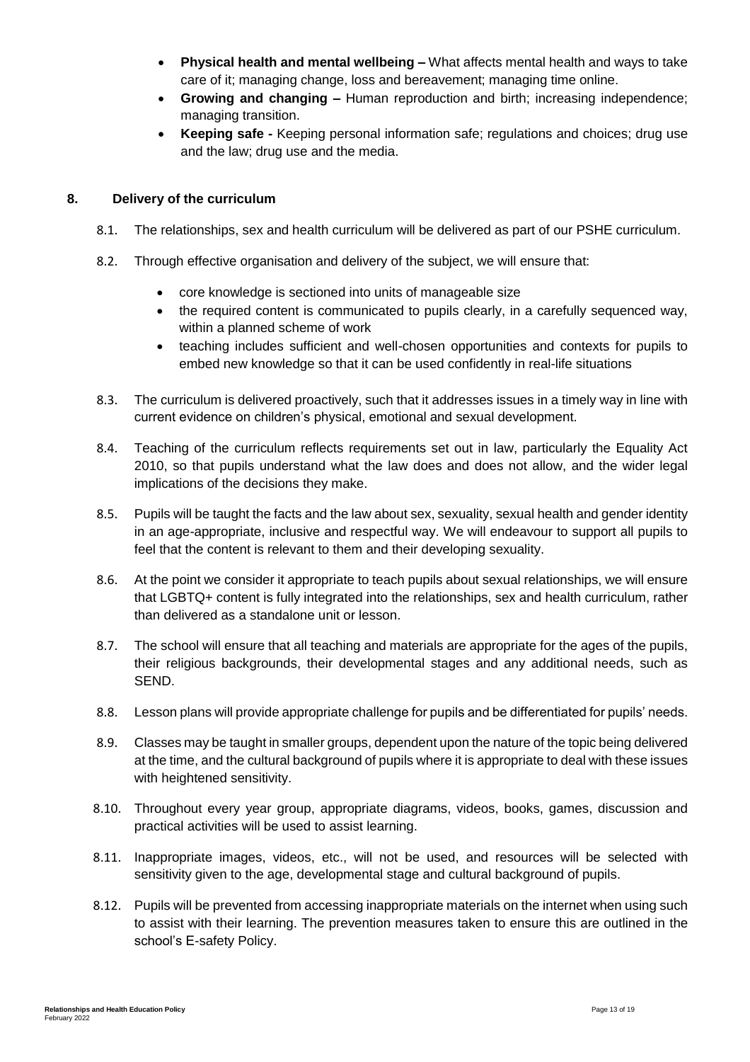- **Physical health and mental wellbeing –** What affects mental health and ways to take care of it; managing change, loss and bereavement; managing time online.
- **Growing and changing –** Human reproduction and birth; increasing independence; managing transition.
- **Keeping safe -** Keeping personal information safe; regulations and choices; drug use and the law; drug use and the media.

## 8. Delivery of the curriculum

8.1. The relationships, sex and health curriculum will be delivered as part of our PSHE curriculum.

8.2. Through effective organisation and delivery of the subject, we will ensure that:

- core knowledge is sectioned into units of manageable size
- the required content is communicated to pupils clearly, in a carefully sequenced way, within a planned scheme of work
- teaching includes sufficient and well-chosen opportunities and contexts for pupils to embed new knowledge so that it can be used confidently in real-life situations

8.3. The curriculum is delivered proactively, such that it addresses issues in a timely way in line with current evidence on children's physical, emotional and sexual development.

8.4. Teaching of the curriculum reflects requirements set out in law, particularly the Equality Act 2010, so that pupils understand what the law does and does not allow, and the wider legal implications of the decisions they make.

8.5. Pupils will be taught the facts and the law about sex, sexuality, sexual health and gender identity in an age-appropriate, inclusive and respectful way. We will endeavour to support all pupils to feel that the content is relevant to them and their developing sexuality.

8.6. At the point we consider it appropriate to teach pupils about sexual relationships, we will ensure that LGBTQ+ content is fully integrated into the relationships, sex and health curriculum, rather than delivered as a standalone unit or lesson.

8.7. The school will ensure that all teaching and materials are appropriate for the ages of the pupils, their religious backgrounds, their developmental stages and any additional needs, such as SEND.

8.8. Lesson plans will provide appropriate challenge for pupils and be differentiated for pupils' needs.

8.9. Classes may be taught in smaller groups, dependent upon the nature of the topic being delivered at the time, and the cultural background of pupils where it is appropriate to deal with these issues with heightened sensitivity.

8.10. Throughout every year group, appropriate diagrams, videos, books, games, discussion and practical activities will be used to assist learning.

8.11. Inappropriate images, videos, etc., will not be used, and resources will be selected with sensitivity given to the age, developmental stage and cultural background of pupils.

8.12. Pupils will be prevented from accessing inappropriate materials on the internet when using such to assist with their learning. The prevention measures taken to ensure this are outlined in the school's E-safety Policy.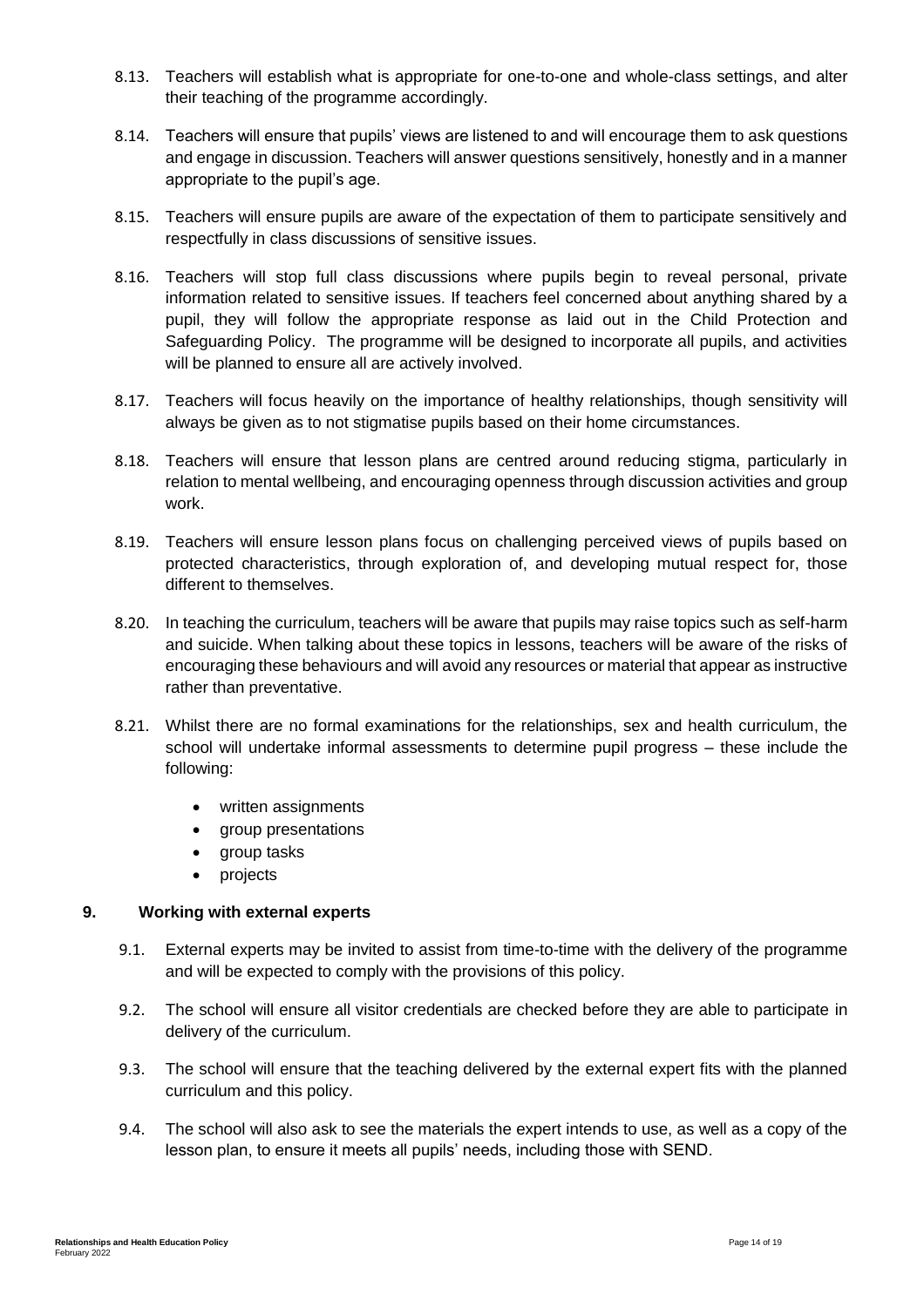8.13. Teachers will establish what is appropriate for one-to-one and whole-class settings, and alter their teaching of the programme accordingly.

8.14. Teachers will ensure that pupils' views are listened to and will encourage them to ask questions and engage in discussion. Teachers will answer questions sensitively, honestly and in a manner appropriate to the pupil's age.

8.15. Teachers will ensure pupils are aware of the expectation of them to participate sensitively and respectfully in class discussions of sensitive issues.

8.16. Teachers will stop full class discussions where pupils begin to reveal personal, private information related to sensitive issues. If teachers feel concerned about anything shared by a pupil, they will follow the appropriate response as laid out in the Child Protection and Safeguarding Policy. The programme will be designed to incorporate all pupils, and activities will be planned to ensure all are actively involved.

8.17. Teachers will focus heavily on the importance of healthy relationships, though sensitivity will always be given as to not stigmatise pupils based on their home circumstances.

8.18. Teachers will ensure that lesson plans are centred around reducing stigma, particularly in relation to mental wellbeing, and encouraging openness through discussion activities and group work.

8.19. Teachers will ensure lesson plans focus on challenging perceived views of pupils based on protected characteristics, through exploration of, and developing mutual respect for, those different to themselves.

8.20. In teaching the curriculum, teachers will be aware that pupils may raise topics such as self-harm and suicide. When talking about these topics in lessons, teachers will be aware of the risks of encouraging these behaviours and will avoid any resources or material that appear as instructive rather than preventative.

8.21. Whilst there are no formal examinations for the relationships, sex and health curriculum, the school will undertake informal assessments to determine pupil progress – these include the following:

- written assignments
- group presentations
- group tasks
- projects

## 9. Working with external experts

9.1. External experts may be invited to assist from time-to-time with the delivery of the programme and will be expected to comply with the provisions of this policy.

9.2. The school will ensure all visitor credentials are checked before they are able to participate in delivery of the curriculum.

9.3. The school will ensure that the teaching delivered by the external expert fits with the planned curriculum and this policy.

9.4. The school will also ask to see the materials the expert intends to use, as well as a copy of the lesson plan, to ensure it meets all pupils' needs, including those with SEND.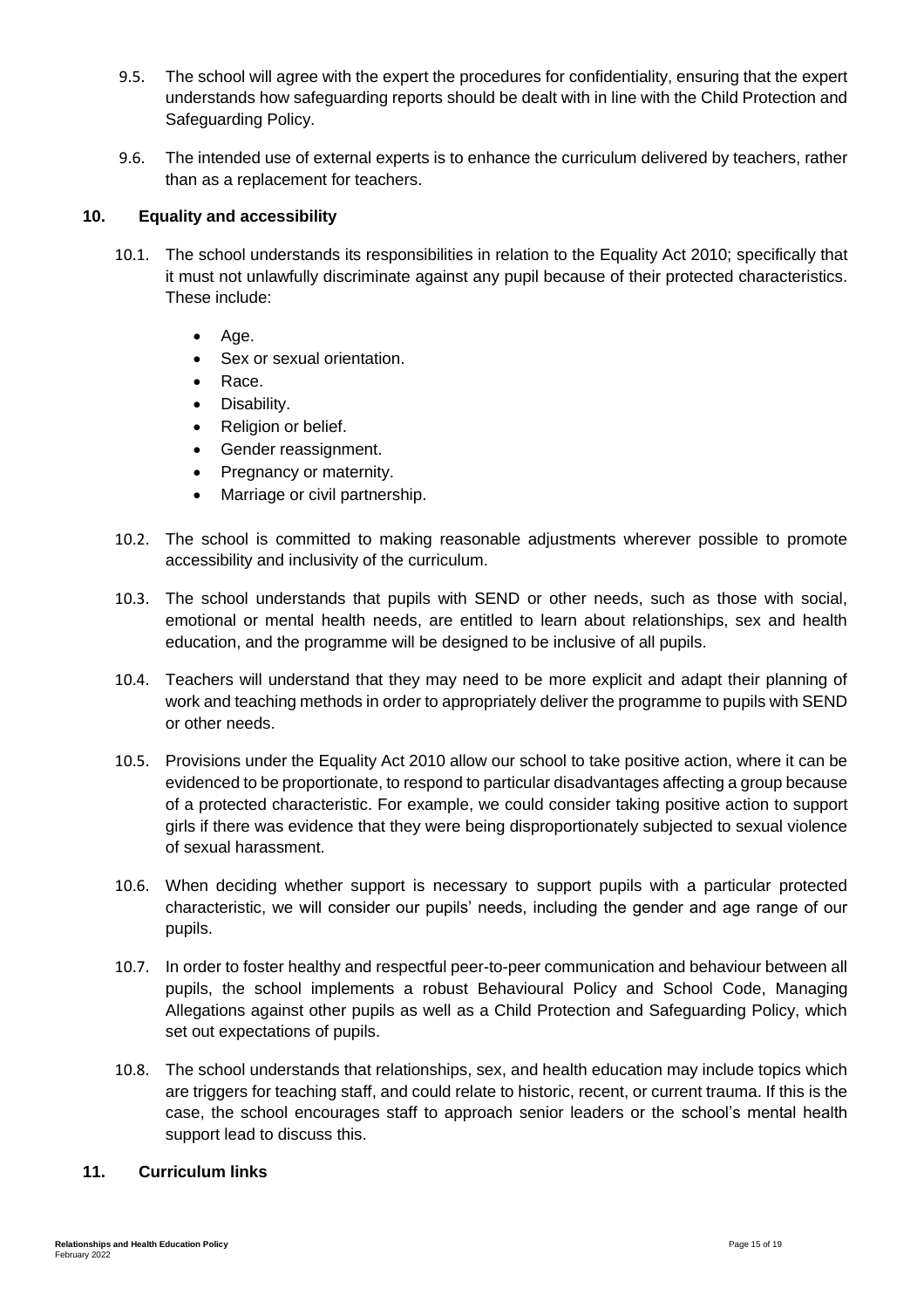9.5. The school will agree with the expert the procedures for confidentiality, ensuring that the expert understands how safeguarding reports should be dealt with in line with the Child Protection and Safeguarding Policy.

9.6. The intended use of external experts is to enhance the curriculum delivered by teachers, rather than as a replacement for teachers.

## 10. Equality and accessibility

10.1. The school understands its responsibilities in relation to the Equality Act 2010; specifically that it must not unlawfully discriminate against any pupil because of their protected characteristics. These include:

- Age.
- Sex or sexual orientation.
- Race.
- Disability.
- Religion or belief.
- Gender reassignment.
- Pregnancy or maternity.
- Marriage or civil partnership.

10.2. The school is committed to making reasonable adjustments wherever possible to promote accessibility and inclusivity of the curriculum.

10.3. The school understands that pupils with SEND or other needs, such as those with social, emotional or mental health needs, are entitled to learn about relationships, sex and health education, and the programme will be designed to be inclusive of all pupils.

10.4. Teachers will understand that they may need to be more explicit and adapt their planning of work and teaching methods in order to appropriately deliver the programme to pupils with SEND or other needs.

10.5. Provisions under the Equality Act 2010 allow our school to take positive action, where it can be evidenced to be proportionate, to respond to particular disadvantages affecting a group because of a protected characteristic. For example, we could consider taking positive action to support girls if there was evidence that they were being disproportionately subjected to sexual violence of sexual harassment.

10.6. When deciding whether support is necessary to support pupils with a particular protected characteristic, we will consider our pupils' needs, including the gender and age range of our pupils.

10.7. In order to foster healthy and respectful peer-to-peer communication and behaviour between all pupils, the school implements a robust Behavioural Policy and School Code, Managing Allegations against other pupils as well as a Child Protection and Safeguarding Policy, which set out expectations of pupils.

10.8. The school understands that relationships, sex, and health education may include topics which are triggers for teaching staff, and could relate to historic, recent, or current trauma. If this is the case, the school encourages staff to approach senior leaders or the school's mental health support lead to discuss this.

## 11. Curriculum links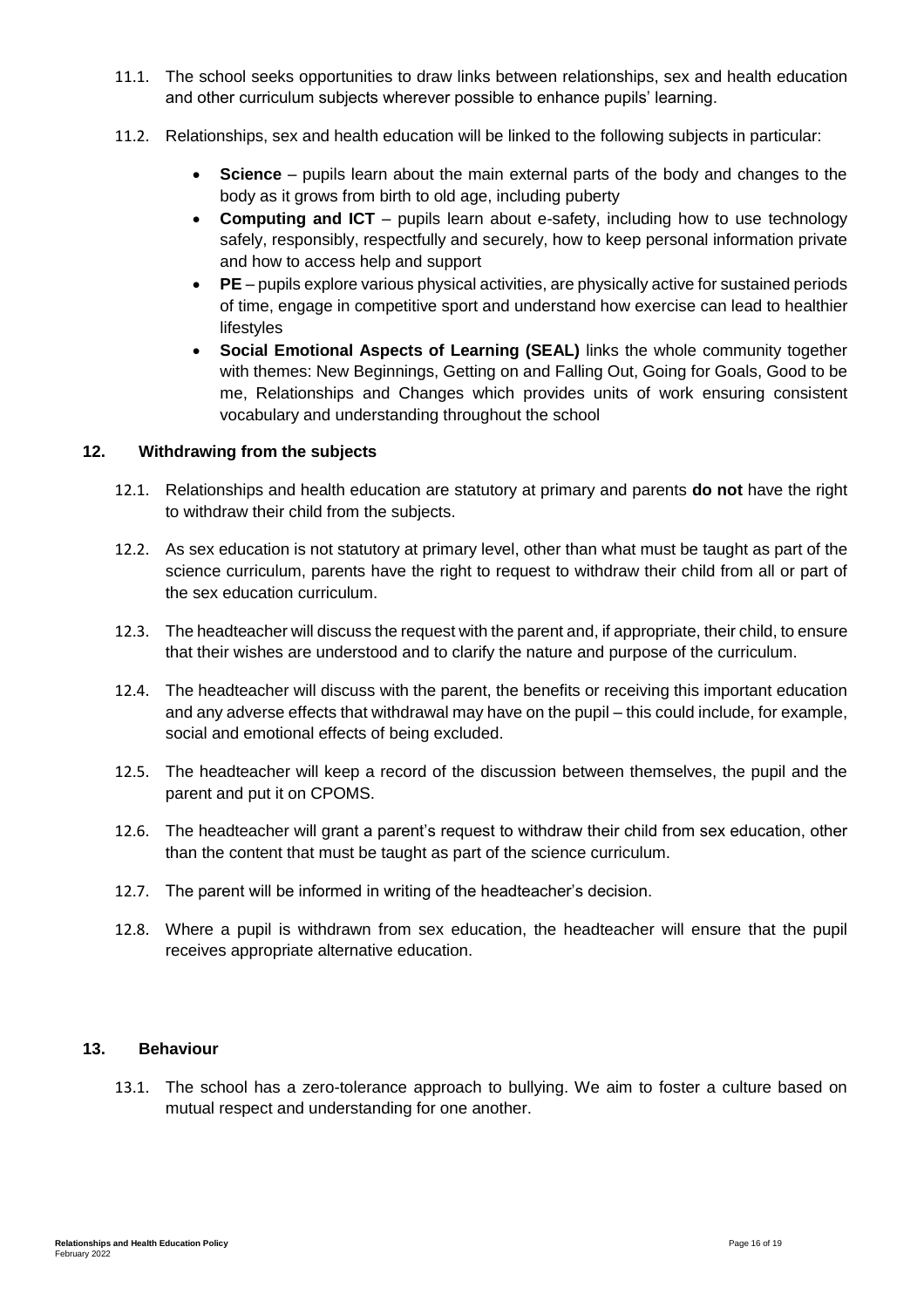11.1. The school seeks opportunities to draw links between relationships, sex and health education and other curriculum subjects wherever possible to enhance pupils' learning.

11.2. Relationships, sex and health education will be linked to the following subjects in particular:

- **Science** – pupils learn about the main external parts of the body and changes to the body as it grows from birth to old age, including puberty
- **Computing and ICT** – pupils learn about e-safety, including how to use technology safely, responsibly, respectfully and securely, how to keep personal information private and how to access help and support
- **PE** – pupils explore various physical activities, are physically active for sustained periods of time, engage in competitive sport and understand how exercise can lead to healthier lifestyles
- **Social Emotional Aspects of Learning (SEAL)** links the whole community together with themes: New Beginnings, Getting on and Falling Out, Going for Goals, Good to be me, Relationships and Changes which provides units of work ensuring consistent vocabulary and understanding throughout the school

## 12. Withdrawing from the subjects

12.1. Relationships and health education are statutory at primary and parents **do not** have the right to withdraw their child from the subjects.

12.2. As sex education is not statutory at primary level, other than what must be taught as part of the science curriculum, parents have the right to request to withdraw their child from all or part of the sex education curriculum.

12.3. The headteacher will discuss the request with the parent and, if appropriate, their child, to ensure that their wishes are understood and to clarify the nature and purpose of the curriculum.

12.4. The headteacher will discuss with the parent, the benefits or receiving this important education and any adverse effects that withdrawal may have on the pupil – this could include, for example, social and emotional effects of being excluded.

12.5. The headteacher will keep a record of the discussion between themselves, the pupil and the parent and put it on CPOMS.

12.6. The headteacher will grant a parent's request to withdraw their child from sex education, other than the content that must be taught as part of the science curriculum.

12.7. The parent will be informed in writing of the headteacher's decision.

12.8. Where a pupil is withdrawn from sex education, the headteacher will ensure that the pupil receives appropriate alternative education.

## 13. Behaviour

13.1. The school has a zero-tolerance approach to bullying. We aim to foster a culture based on mutual respect and understanding for one another.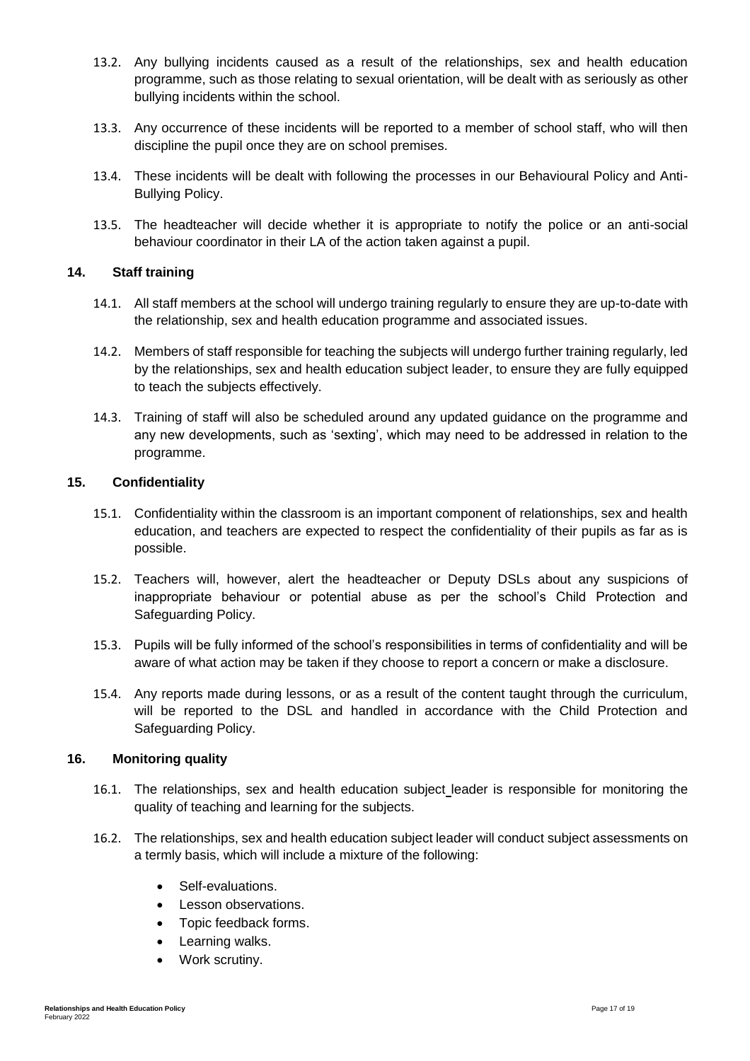13.2. Any bullying incidents caused as a result of the relationships, sex and health education programme, such as those relating to sexual orientation, will be dealt with as seriously as other bullying incidents within the school.

13.3. Any occurrence of these incidents will be reported to a member of school staff, who will then discipline the pupil once they are on school premises.

13.4. These incidents will be dealt with following the processes in our Behavioural Policy and Anti-Bullying Policy.

13.5. The headteacher will decide whether it is appropriate to notify the police or an anti-social behaviour coordinator in their LA of the action taken against a pupil.

## 14. Staff training

14.1. All staff members at the school will undergo training regularly to ensure they are up-to-date with the relationship, sex and health education programme and associated issues.

14.2. Members of staff responsible for teaching the subjects will undergo further training regularly, led by the relationships, sex and health education subject leader, to ensure they are fully equipped to teach the subjects effectively.

14.3. Training of staff will also be scheduled around any updated guidance on the programme and any new developments, such as 'sexting', which may need to be addressed in relation to the programme.

## 15. Confidentiality

15.1. Confidentiality within the classroom is an important component of relationships, sex and health education, and teachers are expected to respect the confidentiality of their pupils as far as is possible.

15.2. Teachers will, however, alert the headteacher or Deputy DSLs about any suspicions of inappropriate behaviour or potential abuse as per the school's Child Protection and Safeguarding Policy.

15.3. Pupils will be fully informed of the school's responsibilities in terms of confidentiality and will be aware of what action may be taken if they choose to report a concern or make a disclosure.

15.4. Any reports made during lessons, or as a result of the content taught through the curriculum, will be reported to the DSL and handled in accordance with the Child Protection and Safeguarding Policy.

## 16. Monitoring quality

16.1. The relationships, sex and health education subject leader is responsible for monitoring the quality of teaching and learning for the subjects.

16.2. The relationships, sex and health education subject leader will conduct subject assessments on a termly basis, which will include a mixture of the following:

- Self-evaluations.
- Lesson observations.
- Topic feedback forms.
- Learning walks.
- Work scrutiny.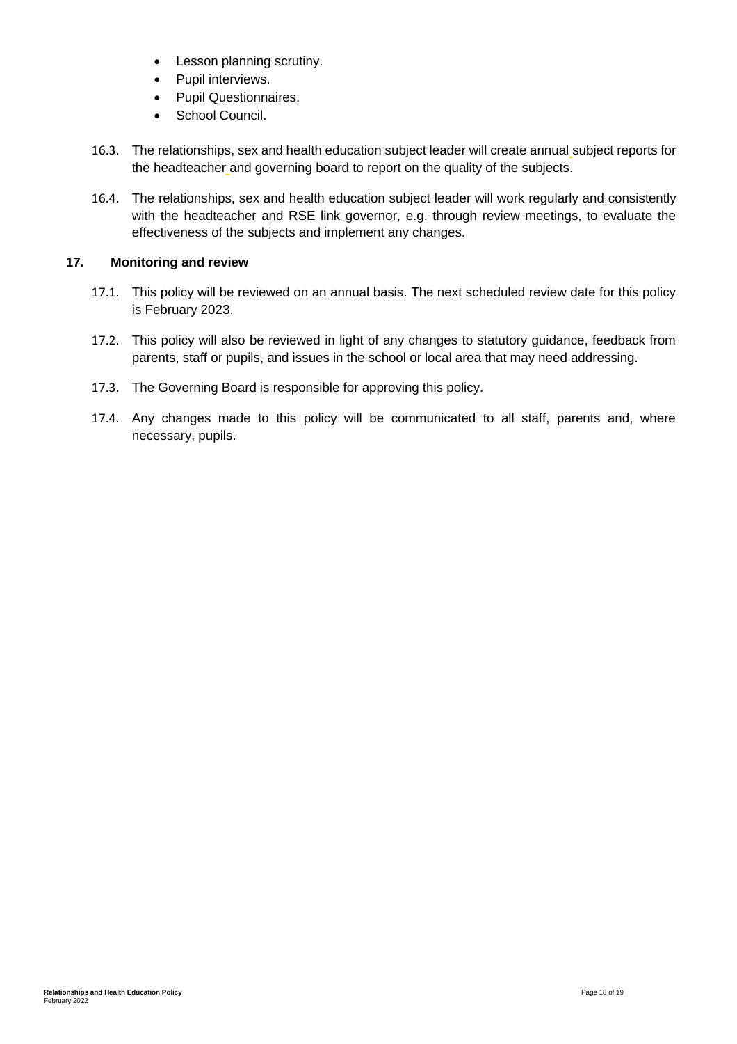- Lesson planning scrutiny.
- Pupil interviews.
- Pupil Questionnaires.
- School Council.

16.3. The relationships, sex and health education subject leader will create annual subject reports for the headteacher and governing board to report on the quality of the subjects.

16.4. The relationships, sex and health education subject leader will work regularly and consistently with the headteacher and RSE link governor, e.g. through review meetings, to evaluate the effectiveness of the subjects and implement any changes.

## 17. Monitoring and review

17.1. This policy will be reviewed on an annual basis. The next scheduled review date for this policy is February 2023.

17.2. This policy will also be reviewed in light of any changes to statutory guidance, feedback from parents, staff or pupils, and issues in the school or local area that may need addressing.

17.3. The Governing Board is responsible for approving this policy.

17.4. Any changes made to this policy will be communicated to all staff, parents and, where necessary, pupils.